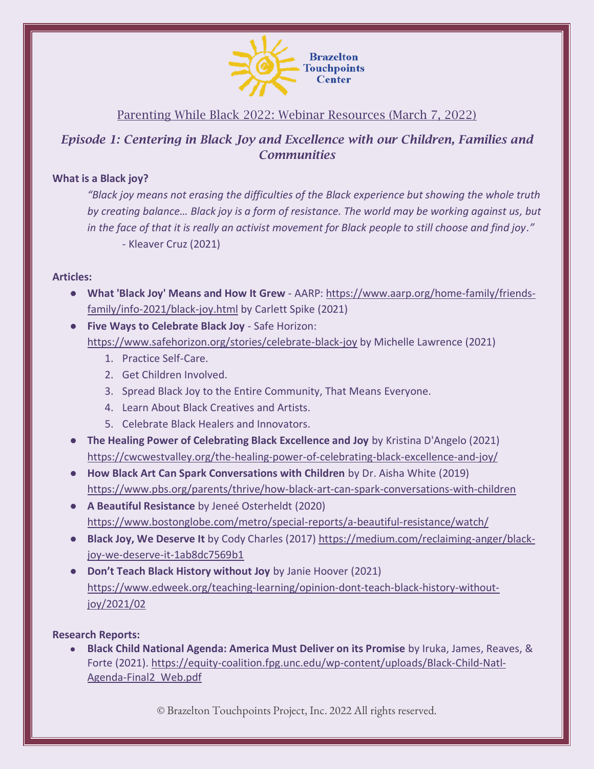Brazelton Touchpoints Center

Parenting While Black 2022: Webinar Resources (March 7, 2022)

## *Episode 1: Centering in Black Joy and Excellence with our Children, Families and Communities*

**What is a Black joy?**

> *"Black joy means not erasing the difficulties of the Black experience but showing the whole truth by creating balance… Black joy is a form of resistance. The world may be working against us, but in the face of that it is really an activist movement for Black people to still choose and find joy."*
>
> - Kleaver Cruz (2021)

**Articles:**

- **What 'Black Joy' Means and How It Grew** - AARP: https://www.aarp.org/home-family/friends-family/info-2021/black-joy.html by Carlett Spike (2021)
- **Five Ways to Celebrate Black Joy** - Safe Horizon: https://www.safehorizon.org/stories/celebrate-black-joy by Michelle Lawrence (2021)
  1. Practice Self-Care.
  2. Get Children Involved.
  3. Spread Black Joy to the Entire Community, That Means Everyone.
  4. Learn About Black Creatives and Artists.
  5. Celebrate Black Healers and Innovators.
- **The Healing Power of Celebrating Black Excellence and Joy** by Kristina D'Angelo (2021) https://cwcwestvalley.org/the-healing-power-of-celebrating-black-excellence-and-joy/
- **How Black Art Can Spark Conversations with Children** by Dr. Aisha White (2019) https://www.pbs.org/parents/thrive/how-black-art-can-spark-conversations-with-children
- **A Beautiful Resistance** by Jeneé Osterheldt (2020) https://www.bostonglobe.com/metro/special-reports/a-beautiful-resistance/watch/
- **Black Joy, We Deserve It** by Cody Charles (2017) https://medium.com/reclaiming-anger/black-joy-we-deserve-it-1ab8dc7569b1
- **Don't Teach Black History without Joy** by Janie Hoover (2021) https://www.edweek.org/teaching-learning/opinion-dont-teach-black-history-without-joy/2021/02

**Research Reports:**

- **Black Child National Agenda: America Must Deliver on its Promise** by Iruka, James, Reaves, & Forte (2021). https://equity-coalition.fpg.unc.edu/wp-content/uploads/Black-Child-Natl-Agenda-Final2_Web.pdf

© Brazelton Touchpoints Project, Inc. 2022 All rights reserved.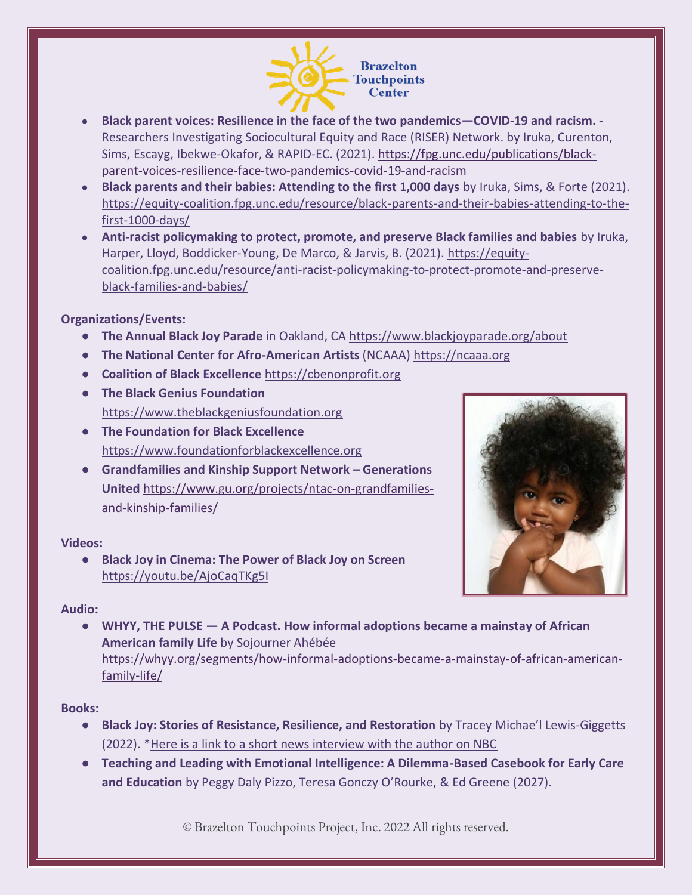- **Black parent voices: Resilience in the face of the two pandemics—COVID-19 and racism.** - Researchers Investigating Sociocultural Equity and Race (RISER) Network. by Iruka, Curenton, Sims, Escayg, Ibekwe-Okafor, & RAPID-EC. (2021). https://fpg.unc.edu/publications/black-parent-voices-resilience-face-two-pandemics-covid-19-and-racism
- **Black parents and their babies: Attending to the first 1,000 days** by Iruka, Sims, & Forte (2021). https://equity-coalition.fpg.unc.edu/resource/black-parents-and-their-babies-attending-to-the-first-1000-days/
- **Anti-racist policymaking to protect, promote, and preserve Black families and babies** by Iruka, Harper, Lloyd, Boddicker-Young, De Marco, & Jarvis, B. (2021). https://equity-coalition.fpg.unc.edu/resource/anti-racist-policymaking-to-protect-promote-and-preserve-black-families-and-babies/

**Organizations/Events:**

- **The Annual Black Joy Parade** in Oakland, CA https://www.blackjoyparade.org/about
- **The National Center for Afro-American Artists** (NCAAA) https://ncaaa.org
- **Coalition of Black Excellence** https://cbenonprofit.org
- **The Black Genius Foundation** https://www.theblackgeniusfoundation.org
- **The Foundation for Black Excellence** https://www.foundationforblackexcellence.org
- **Grandfamilies and Kinship Support Network – Generations United** https://www.gu.org/projects/ntac-on-grandfamilies-and-kinship-families/

**Videos:**

- **Black Joy in Cinema: The Power of Black Joy on Screen** https://youtu.be/AjoCaqTKg5I

**Audio:**

- **WHYY, THE PULSE — A Podcast. How informal adoptions became a mainstay of African American family Life** by Sojourner Ahébée https://whyy.org/segments/how-informal-adoptions-became-a-mainstay-of-african-american-family-life/

**Books:**

- **Black Joy: Stories of Resistance, Resilience, and Restoration** by Tracey Michae'l Lewis-Giggetts (2022). *Here is a link to a short news interview with the author on NBC
- **Teaching and Leading with Emotional Intelligence: A Dilemma-Based Casebook for Early Care and Education** by Peggy Daly Pizzo, Teresa Gonczy O'Rourke, & Ed Greene (2027).

© Brazelton Touchpoints Project, Inc. 2022 All rights reserved.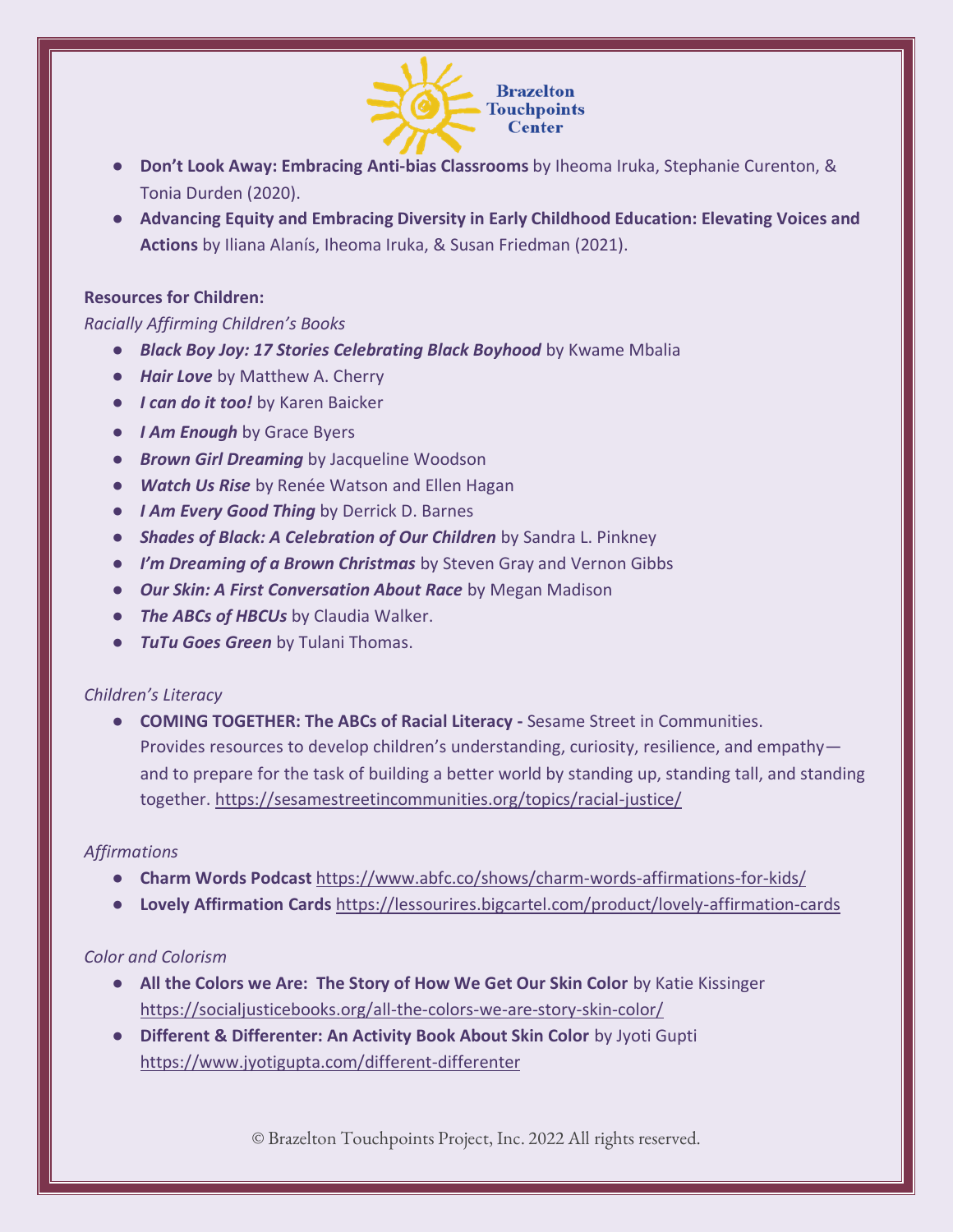- **Don't Look Away: Embracing Anti-bias Classrooms** by Iheoma Iruka, Stephanie Curenton, & Tonia Durden (2020).
- **Advancing Equity and Embracing Diversity in Early Childhood Education: Elevating Voices and Actions** by Iliana Alanís, Iheoma Iruka, & Susan Friedman (2021).

**Resources for Children:**

*Racially Affirming Children's Books*

- ***Black Boy Joy: 17 Stories Celebrating Black Boyhood*** by Kwame Mbalia
- ***Hair Love*** by Matthew A. Cherry
- ***I can do it too!*** by Karen Baicker
- ***I Am Enough*** by Grace Byers
- ***Brown Girl Dreaming*** by Jacqueline Woodson
- ***Watch Us Rise*** by Renée Watson and Ellen Hagan
- ***I Am Every Good Thing*** by Derrick D. Barnes
- ***Shades of Black: A Celebration of Our Children*** by Sandra L. Pinkney
- ***I'm Dreaming of a Brown Christmas*** by Steven Gray and Vernon Gibbs
- ***Our Skin: A First Conversation About Race*** by Megan Madison
- ***The ABCs of HBCUs*** by Claudia Walker.
- ***TuTu Goes Green*** by Tulani Thomas.

*Children's Literacy*

- **COMING TOGETHER: The ABCs of Racial Literacy -** Sesame Street in Communities. Provides resources to develop children's understanding, curiosity, resilience, and empathy—and to prepare for the task of building a better world by standing up, standing tall, and standing together. https://sesamestreetincommunities.org/topics/racial-justice/

*Affirmations*

- **Charm Words Podcast** https://www.abfc.co/shows/charm-words-affirmations-for-kids/
- **Lovely Affirmation Cards** https://lessourires.bigcartel.com/product/lovely-affirmation-cards

*Color and Colorism*

- **All the Colors we Are: The Story of How We Get Our Skin Color** by Katie Kissinger https://socialjusticebooks.org/all-the-colors-we-are-story-skin-color/
- **Different & Differenter: An Activity Book About Skin Color** by Jyoti Gupti https://www.jyotigupta.com/different-differenter

© Brazelton Touchpoints Project, Inc. 2022 All rights reserved.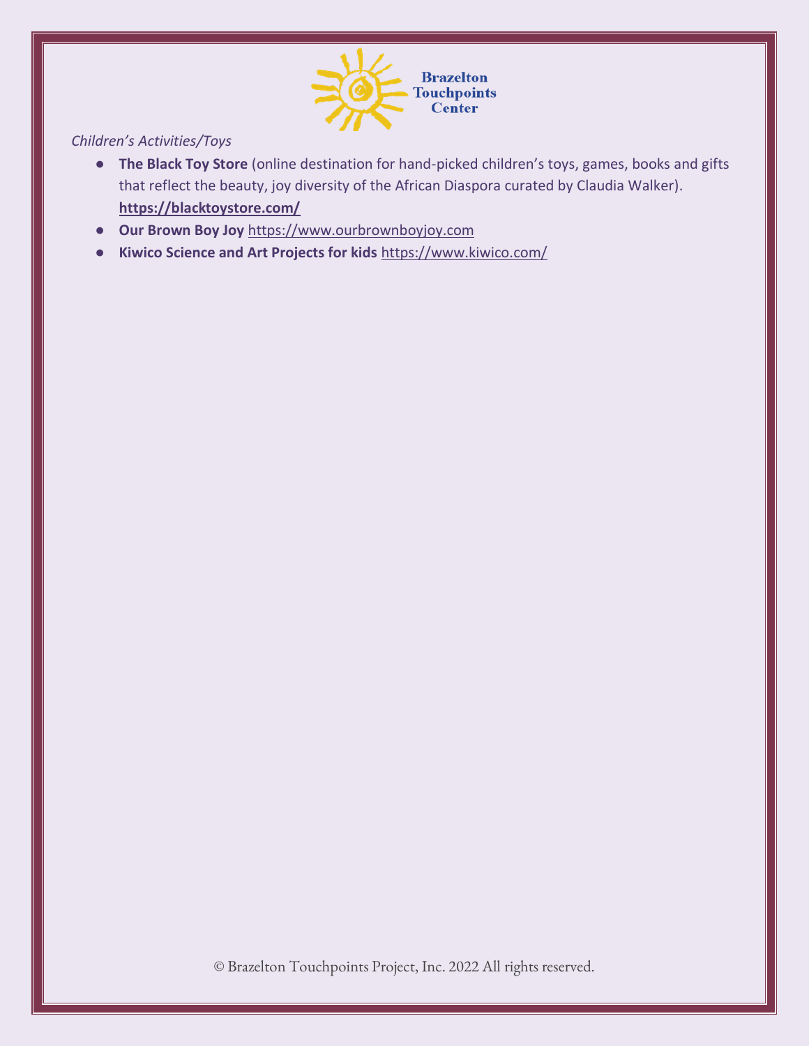*Children's Activities/Toys*

- **The Black Toy Store** (online destination for hand-picked children's toys, games, books and gifts that reflect the beauty, joy diversity of the African Diaspora curated by Claudia Walker). **https://blacktoystore.com/**
- **Our Brown Boy Joy** https://www.ourbrownboyjoy.com
- **Kiwico Science and Art Projects for kids** https://www.kiwico.com/

© Brazelton Touchpoints Project, Inc. 2022 All rights reserved.